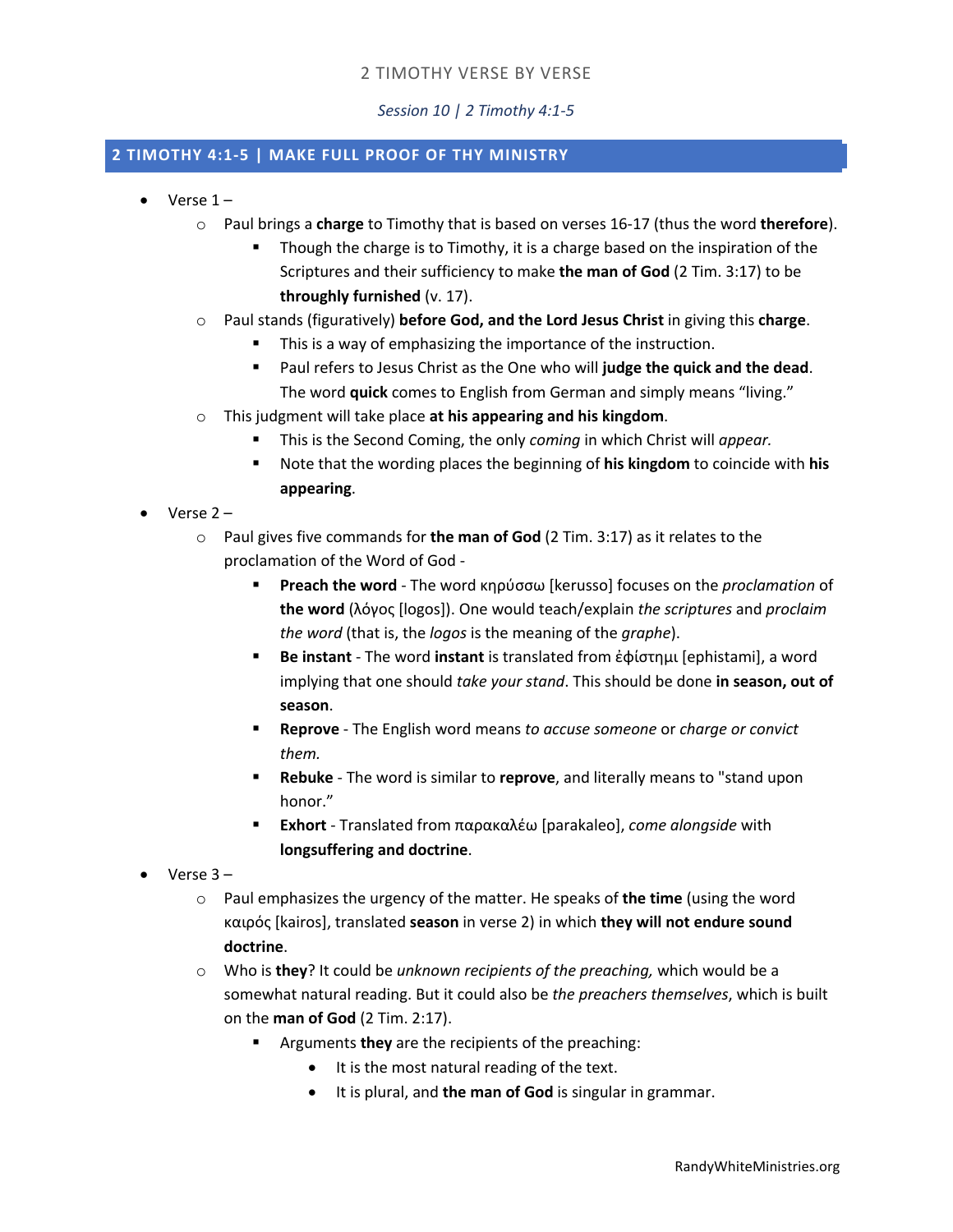2 TIMOTHY VERSE BY VERSE

*Session 10 | 2 Timothy 4:1-5*

## 2 TIMOTHY 4:1-5 | MAKE FULL PROOF OF THY MINISTRY

- Verse 1 –
  - Paul brings a **charge** to Timothy that is based on verses 16-17 (thus the word **therefore**).
    - Though the charge is to Timothy, it is a charge based on the inspiration of the Scriptures and their sufficiency to make **the man of God** (2 Tim. 3:17) to be **throughly furnished** (v. 17).
  - Paul stands (figuratively) **before God, and the Lord Jesus Christ** in giving this **charge**.
    - This is a way of emphasizing the importance of the instruction.
    - Paul refers to Jesus Christ as the One who will **judge the quick and the dead**. The word **quick** comes to English from German and simply means "living."
  - This judgment will take place **at his appearing and his kingdom**.
    - This is the Second Coming, the only *coming* in which Christ will *appear.*
    - Note that the wording places the beginning of **his kingdom** to coincide with **his appearing**.
- Verse 2 –
  - Paul gives five commands for **the man of God** (2 Tim. 3:17) as it relates to the proclamation of the Word of God -
    - **Preach the word** - The word κηρύσσω [kerusso] focuses on the *proclamation* of **the word** (λόγος [logos]). One would teach/explain *the scriptures* and *proclaim the word* (that is, the *logos* is the meaning of the *graphe*).
    - **Be instant** - The word **instant** is translated from ἐφίστημι [ephistami], a word implying that one should *take your stand*. This should be done **in season, out of season**.
    - **Reprove** - The English word means *to accuse someone* or *charge or convict them.*
    - **Rebuke** - The word is similar to **reprove**, and literally means to "stand upon honor."
    - **Exhort** - Translated from παρακαλέω [parakaleo], *come alongside* with **longsuffering and doctrine**.
- Verse 3 –
  - Paul emphasizes the urgency of the matter. He speaks of **the time** (using the word καιρός [kairos], translated **season** in verse 2) in which **they will not endure sound doctrine**.
  - Who is **they**? It could be *unknown recipients of the preaching,* which would be a somewhat natural reading. But it could also be *the preachers themselves*, which is built on the **man of God** (2 Tim. 2:17).
    - Arguments **they** are the recipients of the preaching:
      - It is the most natural reading of the text.
      - It is plural, and **the man of God** is singular in grammar.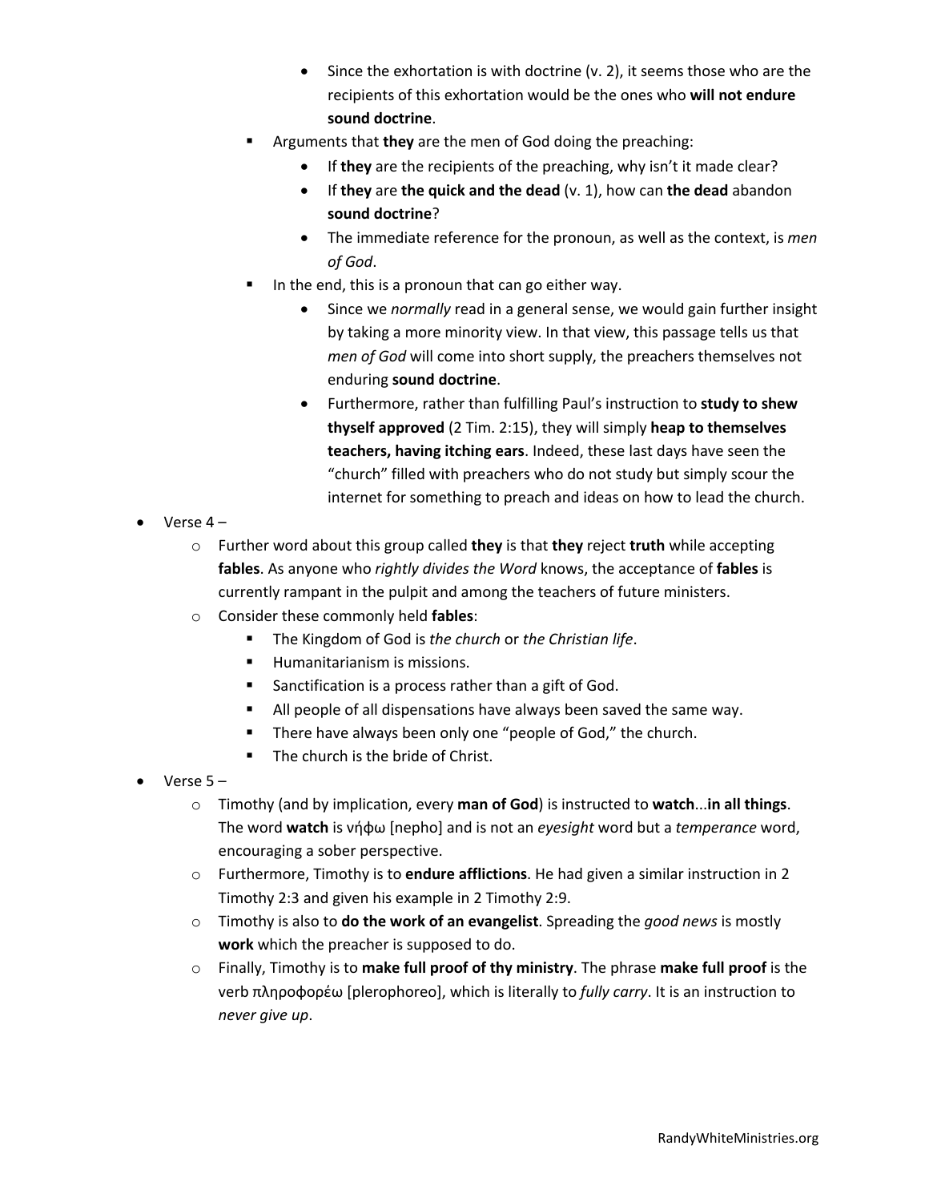- Since the exhortation is with doctrine (v. 2), it seems those who are the recipients of this exhortation would be the ones who **will not endure sound doctrine**.
    - Arguments that **they** are the men of God doing the preaching:
        - If **they** are the recipients of the preaching, why isn't it made clear?
        - If **they** are **the quick and the dead** (v. 1), how can **the dead** abandon **sound doctrine**?
        - The immediate reference for the pronoun, as well as the context, is *men of God*.
    - In the end, this is a pronoun that can go either way.
        - Since we *normally* read in a general sense, we would gain further insight by taking a more minority view. In that view, this passage tells us that *men of God* will come into short supply, the preachers themselves not enduring **sound doctrine**.
        - Furthermore, rather than fulfilling Paul's instruction to **study to shew thyself approved** (2 Tim. 2:15), they will simply **heap to themselves teachers, having itching ears**. Indeed, these last days have seen the "church" filled with preachers who do not study but simply scour the internet for something to preach and ideas on how to lead the church.

- Verse 4 –
    - Further word about this group called **they** is that **they** reject **truth** while accepting **fables**. As anyone who *rightly divides the Word* knows, the acceptance of **fables** is currently rampant in the pulpit and among the teachers of future ministers.
    - Consider these commonly held **fables**:
        - The Kingdom of God is *the church* or *the Christian life*.
        - Humanitarianism is missions.
        - Sanctification is a process rather than a gift of God.
        - All people of all dispensations have always been saved the same way.
        - There have always been only one "people of God," the church.
        - The church is the bride of Christ.
- Verse 5 –
    - Timothy (and by implication, every **man of God**) is instructed to **watch**...**in all things**. The word **watch** is νήφω [nepho] and is not an *eyesight* word but a *temperance* word, encouraging a sober perspective.
    - Furthermore, Timothy is to **endure afflictions**. He had given a similar instruction in 2 Timothy 2:3 and given his example in 2 Timothy 2:9.
    - Timothy is also to **do the work of an evangelist**. Spreading the *good news* is mostly **work** which the preacher is supposed to do.
    - Finally, Timothy is to **make full proof of thy ministry**. The phrase **make full proof** is the verb πληροφορέω [plerophoreo], which is literally to *fully carry*. It is an instruction to *never give up*.